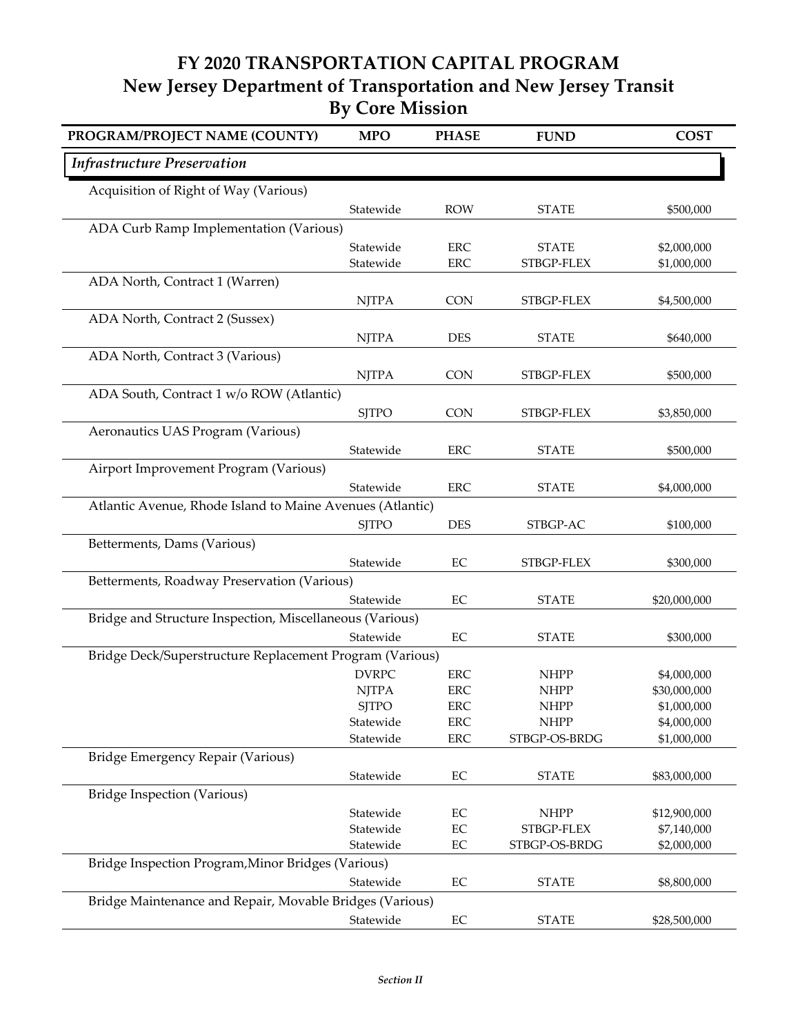# FY 2020 TRANSPORTATION CAPITAL PROGRAM
## New Jersey Department of Transportation and New Jersey Transit
## By Core Mission

| PROGRAM/PROJECT NAME (COUNTY) | MPO | PHASE | FUND | COST |
|---|---|---|---|---|
| ***Infrastructure Preservation*** | | | | |
| Acquisition of Right of Way (Various) | | | | |
| | Statewide | ROW | STATE | $500,000 |
| ADA Curb Ramp Implementation (Various) | | | | |
| | Statewide | ERC | STATE | $2,000,000 |
| | Statewide | ERC | STBGP-FLEX | $1,000,000 |
| ADA North, Contract 1 (Warren) | | | | |
| | NJTPA | CON | STBGP-FLEX | $4,500,000 |
| ADA North, Contract 2 (Sussex) | | | | |
| | NJTPA | DES | STATE | $640,000 |
| ADA North, Contract 3 (Various) | | | | |
| | NJTPA | CON | STBGP-FLEX | $500,000 |
| ADA South, Contract 1 w/o ROW (Atlantic) | | | | |
| | SJTPO | CON | STBGP-FLEX | $3,850,000 |
| Aeronautics UAS Program (Various) | | | | |
| | Statewide | ERC | STATE | $500,000 |
| Airport Improvement Program (Various) | | | | |
| | Statewide | ERC | STATE | $4,000,000 |
| Atlantic Avenue, Rhode Island to Maine Avenues (Atlantic) | | | | |
| | SJTPO | DES | STBGP-AC | $100,000 |
| Betterments, Dams (Various) | | | | |
| | Statewide | EC | STBGP-FLEX | $300,000 |
| Betterments, Roadway Preservation (Various) | | | | |
| | Statewide | EC | STATE | $20,000,000 |
| Bridge and Structure Inspection, Miscellaneous (Various) | | | | |
| | Statewide | EC | STATE | $300,000 |
| Bridge Deck/Superstructure Replacement Program (Various) | | | | |
| | DVRPC | ERC | NHPP | $4,000,000 |
| | NJTPA | ERC | NHPP | $30,000,000 |
| | SJTPO | ERC | NHPP | $1,000,000 |
| | Statewide | ERC | NHPP | $4,000,000 |
| | Statewide | ERC | STBGP-OS-BRDG | $1,000,000 |
| Bridge Emergency Repair (Various) | | | | |
| | Statewide | EC | STATE | $83,000,000 |
| Bridge Inspection (Various) | | | | |
| | Statewide | EC | NHPP | $12,900,000 |
| | Statewide | EC | STBGP-FLEX | $7,140,000 |
| | Statewide | EC | STBGP-OS-BRDG | $2,000,000 |
| Bridge Inspection Program,Minor Bridges (Various) | | | | |
| | Statewide | EC | STATE | $8,800,000 |
| Bridge Maintenance and Repair, Movable Bridges (Various) | | | | |
| | Statewide | EC | STATE | $28,500,000 |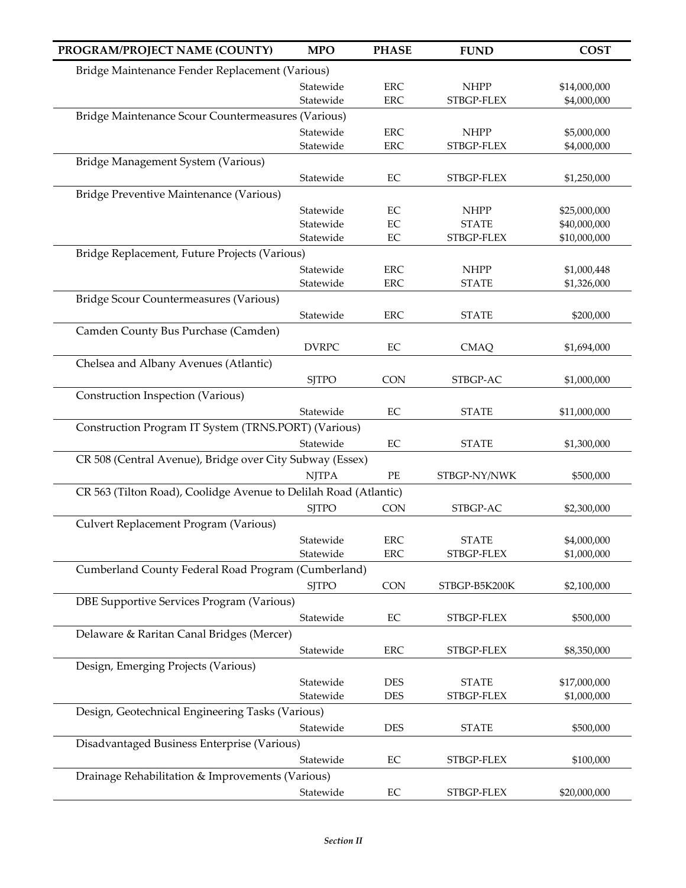| PROGRAM/PROJECT NAME (COUNTY) | MPO | PHASE | FUND | COST |
|---|---|---|---|---|
| Bridge Maintenance Fender Replacement (Various) | | | | |
| | Statewide | ERC | NHPP | $14,000,000 |
| | Statewide | ERC | STBGP-FLEX | $4,000,000 |
| Bridge Maintenance Scour Countermeasures (Various) | | | | |
| | Statewide | ERC | NHPP | $5,000,000 |
| | Statewide | ERC | STBGP-FLEX | $4,000,000 |
| Bridge Management System (Various) | | | | |
| | Statewide | EC | STBGP-FLEX | $1,250,000 |
| Bridge Preventive Maintenance (Various) | | | | |
| | Statewide | EC | NHPP | $25,000,000 |
| | Statewide | EC | STATE | $40,000,000 |
| | Statewide | EC | STBGP-FLEX | $10,000,000 |
| Bridge Replacement, Future Projects (Various) | | | | |
| | Statewide | ERC | NHPP | $1,000,448 |
| | Statewide | ERC | STATE | $1,326,000 |
| Bridge Scour Countermeasures (Various) | | | | |
| | Statewide | ERC | STATE | $200,000 |
| Camden County Bus Purchase (Camden) | | | | |
| | DVRPC | EC | CMAQ | $1,694,000 |
| Chelsea and Albany Avenues (Atlantic) | | | | |
| | SJTPO | CON | STBGP-AC | $1,000,000 |
| Construction Inspection (Various) | | | | |
| | Statewide | EC | STATE | $11,000,000 |
| Construction Program IT System (TRNS.PORT) (Various) | | | | |
| | Statewide | EC | STATE | $1,300,000 |
| CR 508 (Central Avenue), Bridge over City Subway (Essex) | | | | |
| | NJTPA | PE | STBGP-NY/NWK | $500,000 |
| CR 563 (Tilton Road), Coolidge Avenue to Delilah Road (Atlantic) | | | | |
| | SJTPO | CON | STBGP-AC | $2,300,000 |
| Culvert Replacement Program (Various) | | | | |
| | Statewide | ERC | STATE | $4,000,000 |
| | Statewide | ERC | STBGP-FLEX | $1,000,000 |
| Cumberland County Federal Road Program (Cumberland) | | | | |
| | SJTPO | CON | STBGP-B5K200K | $2,100,000 |
| DBE Supportive Services Program (Various) | | | | |
| | Statewide | EC | STBGP-FLEX | $500,000 |
| Delaware & Raritan Canal Bridges (Mercer) | | | | |
| | Statewide | ERC | STBGP-FLEX | $8,350,000 |
| Design, Emerging Projects (Various) | | | | |
| | Statewide | DES | STATE | $17,000,000 |
| | Statewide | DES | STBGP-FLEX | $1,000,000 |
| Design, Geotechnical Engineering Tasks (Various) | | | | |
| | Statewide | DES | STATE | $500,000 |
| Disadvantaged Business Enterprise (Various) | | | | |
| | Statewide | EC | STBGP-FLEX | $100,000 |
| Drainage Rehabilitation & Improvements (Various) | | | | |
| | Statewide | EC | STBGP-FLEX | $20,000,000 |

*Section II*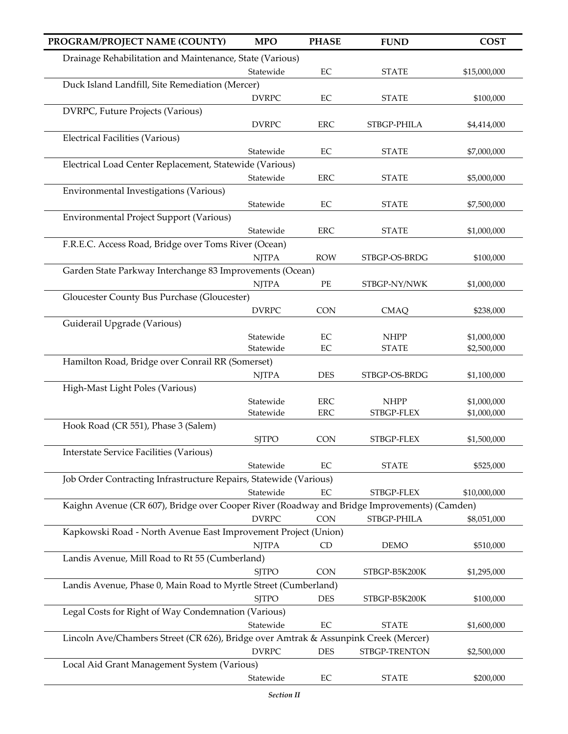| PROGRAM/PROJECT NAME (COUNTY) | MPO | PHASE | FUND | COST |
|---|---|---|---|---|
| Drainage Rehabilitation and Maintenance, State (Various) | | | | |
| | Statewide | EC | STATE | $15,000,000 |
| Duck Island Landfill, Site Remediation (Mercer) | | | | |
| | DVRPC | EC | STATE | $100,000 |
| DVRPC, Future Projects (Various) | | | | |
| | DVRPC | ERC | STBGP-PHILA | $4,414,000 |
| Electrical Facilities (Various) | | | | |
| | Statewide | EC | STATE | $7,000,000 |
| Electrical Load Center Replacement, Statewide (Various) | | | | |
| | Statewide | ERC | STATE | $5,000,000 |
| Environmental Investigations (Various) | | | | |
| | Statewide | EC | STATE | $7,500,000 |
| Environmental Project Support (Various) | | | | |
| | Statewide | ERC | STATE | $1,000,000 |
| F.R.E.C. Access Road, Bridge over Toms River (Ocean) | | | | |
| | NJTPA | ROW | STBGP-OS-BRDG | $100,000 |
| Garden State Parkway Interchange 83 Improvements (Ocean) | | | | |
| | NJTPA | PE | STBGP-NY/NWK | $1,000,000 |
| Gloucester County Bus Purchase (Gloucester) | | | | |
| | DVRPC | CON | CMAQ | $238,000 |
| Guiderail Upgrade (Various) | | | | |
| | Statewide | EC | NHPP | $1,000,000 |
| | Statewide | EC | STATE | $2,500,000 |
| Hamilton Road, Bridge over Conrail RR (Somerset) | | | | |
| | NJTPA | DES | STBGP-OS-BRDG | $1,100,000 |
| High-Mast Light Poles (Various) | | | | |
| | Statewide | ERC | NHPP | $1,000,000 |
| | Statewide | ERC | STBGP-FLEX | $1,000,000 |
| Hook Road (CR 551), Phase 3 (Salem) | | | | |
| | SJTPO | CON | STBGP-FLEX | $1,500,000 |
| Interstate Service Facilities (Various) | | | | |
| | Statewide | EC | STATE | $525,000 |
| Job Order Contracting Infrastructure Repairs, Statewide (Various) | | | | |
| | Statewide | EC | STBGP-FLEX | $10,000,000 |
| Kaighn Avenue (CR 607), Bridge over Cooper River (Roadway and Bridge Improvements) (Camden) | | | | |
| | DVRPC | CON | STBGP-PHILA | $8,051,000 |
| Kapkowski Road - North Avenue East Improvement Project (Union) | | | | |
| | NJTPA | CD | DEMO | $510,000 |
| Landis Avenue, Mill Road to Rt 55 (Cumberland) | | | | |
| | SJTPO | CON | STBGP-B5K200K | $1,295,000 |
| Landis Avenue, Phase 0, Main Road to Myrtle Street (Cumberland) | | | | |
| | SJTPO | DES | STBGP-B5K200K | $100,000 |
| Legal Costs for Right of Way Condemnation (Various) | | | | |
| | Statewide | EC | STATE | $1,600,000 |
| Lincoln Ave/Chambers Street (CR 626), Bridge over Amtrak & Assunpink Creek (Mercer) | | | | |
| | DVRPC | DES | STBGP-TRENTON | $2,500,000 |
| Local Aid Grant Management System (Various) | | | | |
| | Statewide | EC | STATE | $200,000 |

*Section II*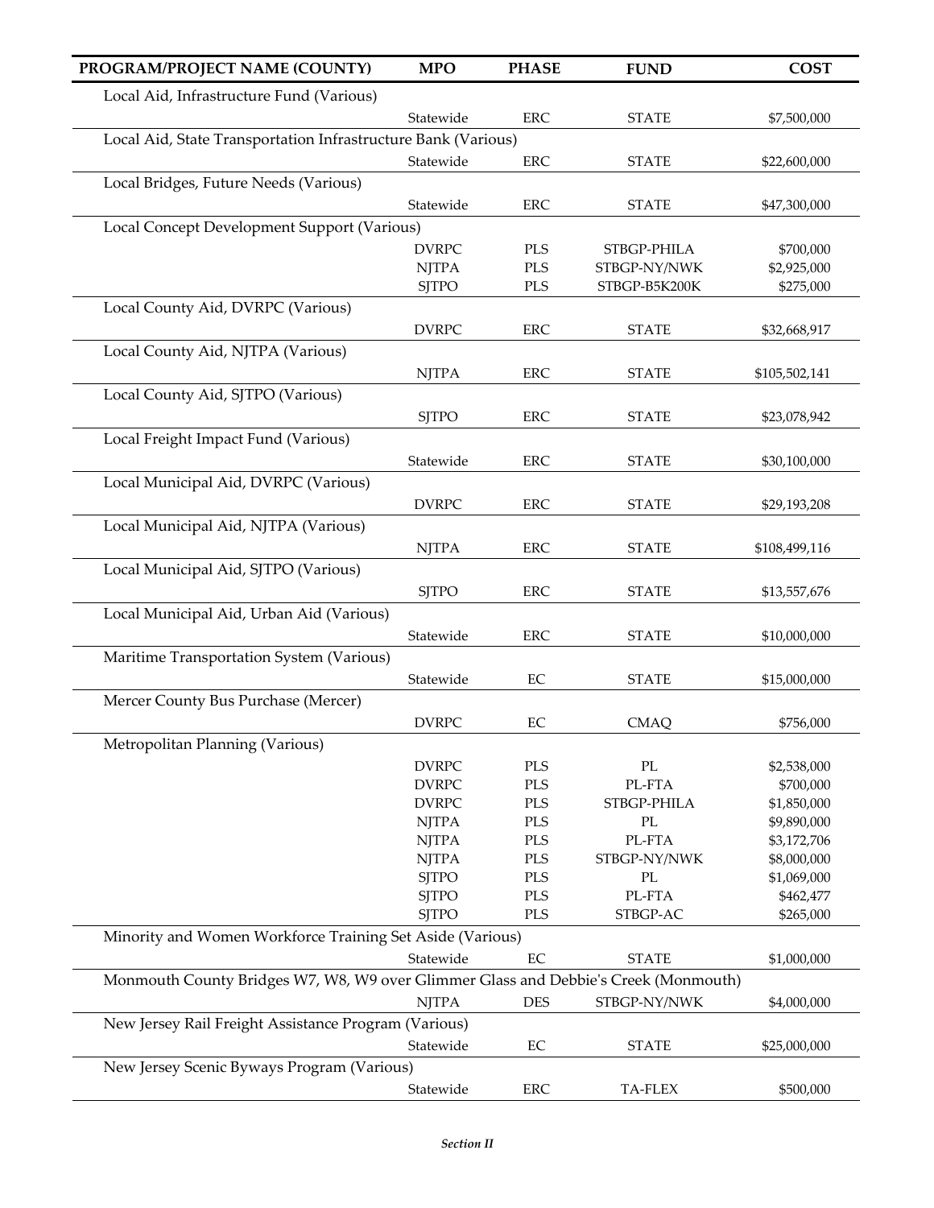| PROGRAM/PROJECT NAME (COUNTY) | MPO | PHASE | FUND | COST |
|---|---|---|---|---|
| Local Aid, Infrastructure Fund (Various) | | | | |
| | Statewide | ERC | STATE | $7,500,000 |
| Local Aid, State Transportation Infrastructure Bank (Various) | | | | |
| | Statewide | ERC | STATE | $22,600,000 |
| Local Bridges, Future Needs (Various) | | | | |
| | Statewide | ERC | STATE | $47,300,000 |
| Local Concept Development Support (Various) | | | | |
| | DVRPC | PLS | STBGP-PHILA | $700,000 |
| | NJTPA | PLS | STBGP-NY/NWK | $2,925,000 |
| | SJTPO | PLS | STBGP-B5K200K | $275,000 |
| Local County Aid, DVRPC (Various) | | | | |
| | DVRPC | ERC | STATE | $32,668,917 |
| Local County Aid, NJTPA (Various) | | | | |
| | NJTPA | ERC | STATE | $105,502,141 |
| Local County Aid, SJTPO (Various) | | | | |
| | SJTPO | ERC | STATE | $23,078,942 |
| Local Freight Impact Fund (Various) | | | | |
| | Statewide | ERC | STATE | $30,100,000 |
| Local Municipal Aid, DVRPC (Various) | | | | |
| | DVRPC | ERC | STATE | $29,193,208 |
| Local Municipal Aid, NJTPA (Various) | | | | |
| | NJTPA | ERC | STATE | $108,499,116 |
| Local Municipal Aid, SJTPO (Various) | | | | |
| | SJTPO | ERC | STATE | $13,557,676 |
| Local Municipal Aid, Urban Aid (Various) | | | | |
| | Statewide | ERC | STATE | $10,000,000 |
| Maritime Transportation System (Various) | | | | |
| | Statewide | EC | STATE | $15,000,000 |
| Mercer County Bus Purchase (Mercer) | | | | |
| | DVRPC | EC | CMAQ | $756,000 |
| Metropolitan Planning (Various) | | | | |
| | DVRPC | PLS | PL | $2,538,000 |
| | DVRPC | PLS | PL-FTA | $700,000 |
| | DVRPC | PLS | STBGP-PHILA | $1,850,000 |
| | NJTPA | PLS | PL | $9,890,000 |
| | NJTPA | PLS | PL-FTA | $3,172,706 |
| | NJTPA | PLS | STBGP-NY/NWK | $8,000,000 |
| | SJTPO | PLS | PL | $1,069,000 |
| | SJTPO | PLS | PL-FTA | $462,477 |
| | SJTPO | PLS | STBGP-AC | $265,000 |
| Minority and Women Workforce Training Set Aside (Various) | | | | |
| | Statewide | EC | STATE | $1,000,000 |
| Monmouth County Bridges W7, W8, W9 over Glimmer Glass and Debbie's Creek (Monmouth) | | | | |
| | NJTPA | DES | STBGP-NY/NWK | $4,000,000 |
| New Jersey Rail Freight Assistance Program (Various) | | | | |
| | Statewide | EC | STATE | $25,000,000 |
| New Jersey Scenic Byways Program (Various) | | | | |
| | Statewide | ERC | TA-FLEX | $500,000 |

*Section II*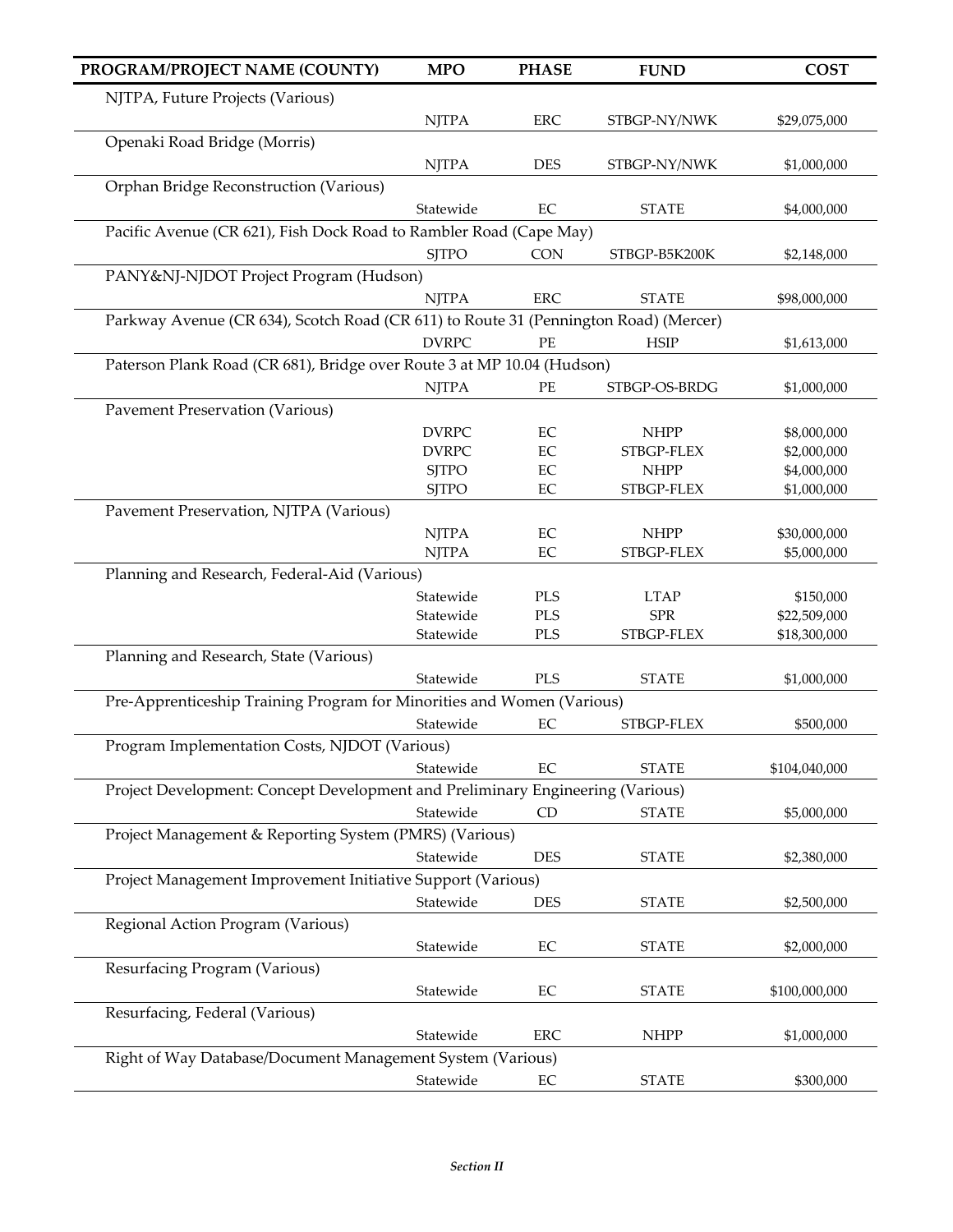| PROGRAM/PROJECT NAME (COUNTY) | MPO | PHASE | FUND | COST |
|---|---|---|---|---|
| NJTPA, Future Projects (Various) | | | | |
| | NJTPA | ERC | STBGP-NY/NWK | $29,075,000 |
| Openaki Road Bridge (Morris) | | | | |
| | NJTPA | DES | STBGP-NY/NWK | $1,000,000 |
| Orphan Bridge Reconstruction (Various) | | | | |
| | Statewide | EC | STATE | $4,000,000 |
| Pacific Avenue (CR 621), Fish Dock Road to Rambler Road (Cape May) | | | | |
| | SJTPO | CON | STBGP-B5K200K | $2,148,000 |
| PANY&NJ-NJDOT Project Program (Hudson) | | | | |
| | NJTPA | ERC | STATE | $98,000,000 |
| Parkway Avenue (CR 634), Scotch Road (CR 611) to Route 31 (Pennington Road) (Mercer) | | | | |
| | DVRPC | PE | HSIP | $1,613,000 |
| Paterson Plank Road (CR 681), Bridge over Route 3 at MP 10.04 (Hudson) | | | | |
| | NJTPA | PE | STBGP-OS-BRDG | $1,000,000 |
| Pavement Preservation (Various) | | | | |
| | DVRPC | EC | NHPP | $8,000,000 |
| | DVRPC | EC | STBGP-FLEX | $2,000,000 |
| | SJTPO | EC | NHPP | $4,000,000 |
| | SJTPO | EC | STBGP-FLEX | $1,000,000 |
| Pavement Preservation, NJTPA (Various) | | | | |
| | NJTPA | EC | NHPP | $30,000,000 |
| | NJTPA | EC | STBGP-FLEX | $5,000,000 |
| Planning and Research, Federal-Aid (Various) | | | | |
| | Statewide | PLS | LTAP | $150,000 |
| | Statewide | PLS | SPR | $22,509,000 |
| | Statewide | PLS | STBGP-FLEX | $18,300,000 |
| Planning and Research, State (Various) | | | | |
| | Statewide | PLS | STATE | $1,000,000 |
| Pre-Apprenticeship Training Program for Minorities and Women (Various) | | | | |
| | Statewide | EC | STBGP-FLEX | $500,000 |
| Program Implementation Costs, NJDOT (Various) | | | | |
| | Statewide | EC | STATE | $104,040,000 |
| Project Development: Concept Development and Preliminary Engineering (Various) | | | | |
| | Statewide | CD | STATE | $5,000,000 |
| Project Management & Reporting System (PMRS) (Various) | | | | |
| | Statewide | DES | STATE | $2,380,000 |
| Project Management Improvement Initiative Support (Various) | | | | |
| | Statewide | DES | STATE | $2,500,000 |
| Regional Action Program (Various) | | | | |
| | Statewide | EC | STATE | $2,000,000 |
| Resurfacing Program (Various) | | | | |
| | Statewide | EC | STATE | $100,000,000 |
| Resurfacing, Federal (Various) | | | | |
| | Statewide | ERC | NHPP | $1,000,000 |
| Right of Way Database/Document Management System (Various) | | | | |
| | Statewide | EC | STATE | $300,000 |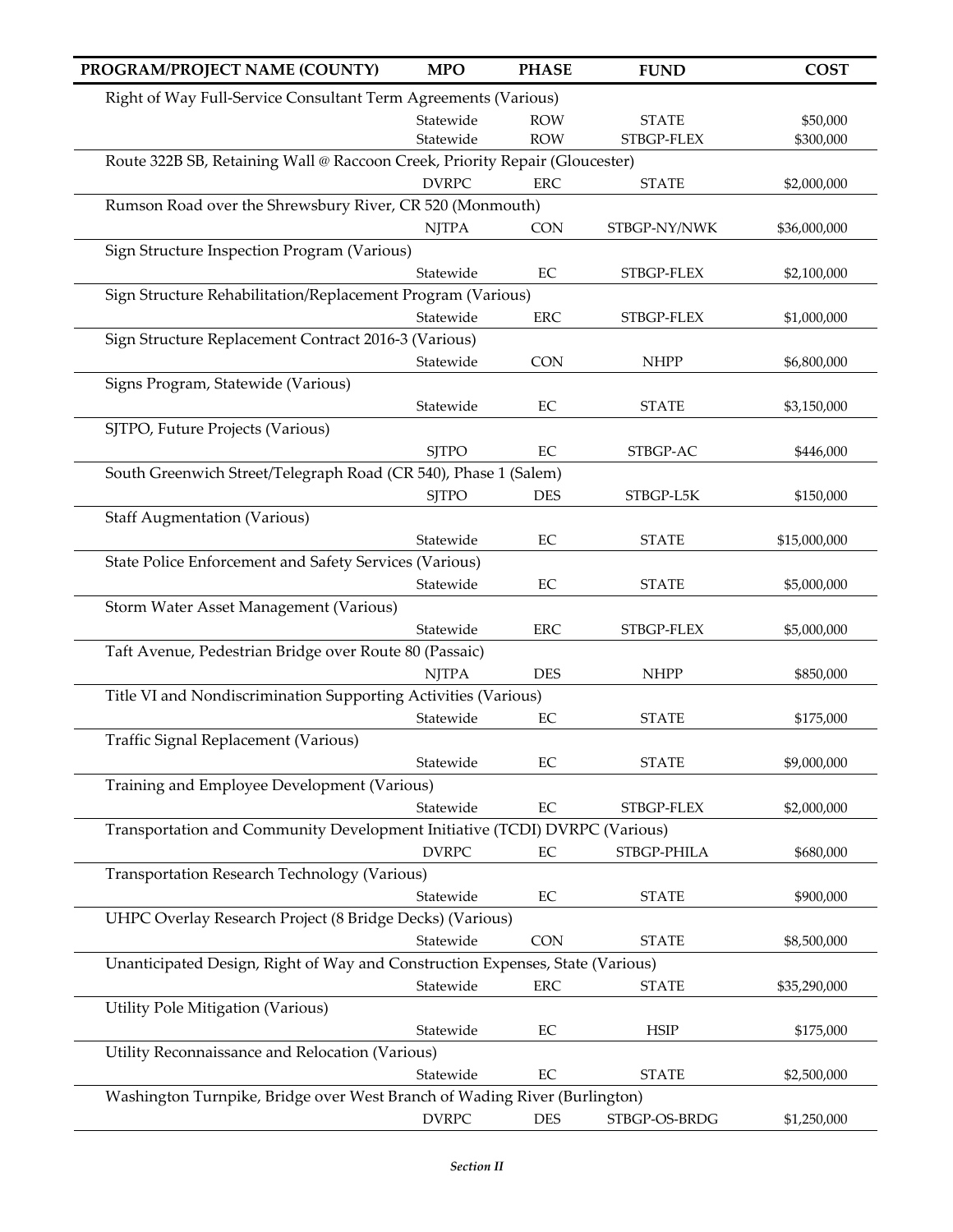| PROGRAM/PROJECT NAME (COUNTY) | MPO | PHASE | FUND | COST |
|---|---|---|---|---|
| Right of Way Full-Service Consultant Term Agreements (Various) | | | | |
| | Statewide | ROW | STATE | $50,000 |
| | Statewide | ROW | STBGP-FLEX | $300,000 |
| Route 322B SB, Retaining Wall @ Raccoon Creek, Priority Repair (Gloucester) | | | | |
| | DVRPC | ERC | STATE | $2,000,000 |
| Rumson Road over the Shrewsbury River, CR 520 (Monmouth) | | | | |
| | NJTPA | CON | STBGP-NY/NWK | $36,000,000 |
| Sign Structure Inspection Program (Various) | | | | |
| | Statewide | EC | STBGP-FLEX | $2,100,000 |
| Sign Structure Rehabilitation/Replacement Program (Various) | | | | |
| | Statewide | ERC | STBGP-FLEX | $1,000,000 |
| Sign Structure Replacement Contract 2016-3 (Various) | | | | |
| | Statewide | CON | NHPP | $6,800,000 |
| Signs Program, Statewide (Various) | | | | |
| | Statewide | EC | STATE | $3,150,000 |
| SJTPO, Future Projects (Various) | | | | |
| | SJTPO | EC | STBGP-AC | $446,000 |
| South Greenwich Street/Telegraph Road (CR 540), Phase 1 (Salem) | | | | |
| | SJTPO | DES | STBGP-L5K | $150,000 |
| Staff Augmentation (Various) | | | | |
| | Statewide | EC | STATE | $15,000,000 |
| State Police Enforcement and Safety Services (Various) | | | | |
| | Statewide | EC | STATE | $5,000,000 |
| Storm Water Asset Management (Various) | | | | |
| | Statewide | ERC | STBGP-FLEX | $5,000,000 |
| Taft Avenue, Pedestrian Bridge over Route 80 (Passaic) | | | | |
| | NJTPA | DES | NHPP | $850,000 |
| Title VI and Nondiscrimination Supporting Activities (Various) | | | | |
| | Statewide | EC | STATE | $175,000 |
| Traffic Signal Replacement (Various) | | | | |
| | Statewide | EC | STATE | $9,000,000 |
| Training and Employee Development (Various) | | | | |
| | Statewide | EC | STBGP-FLEX | $2,000,000 |
| Transportation and Community Development Initiative (TCDI) DVRPC (Various) | | | | |
| | DVRPC | EC | STBGP-PHILA | $680,000 |
| Transportation Research Technology (Various) | | | | |
| | Statewide | EC | STATE | $900,000 |
| UHPC Overlay Research Project (8 Bridge Decks) (Various) | | | | |
| | Statewide | CON | STATE | $8,500,000 |
| Unanticipated Design, Right of Way and Construction Expenses, State (Various) | | | | |
| | Statewide | ERC | STATE | $35,290,000 |
| Utility Pole Mitigation (Various) | | | | |
| | Statewide | EC | HSIP | $175,000 |
| Utility Reconnaissance and Relocation (Various) | | | | |
| | Statewide | EC | STATE | $2,500,000 |
| Washington Turnpike, Bridge over West Branch of Wading River (Burlington) | | | | |
| | DVRPC | DES | STBGP-OS-BRDG | $1,250,000 |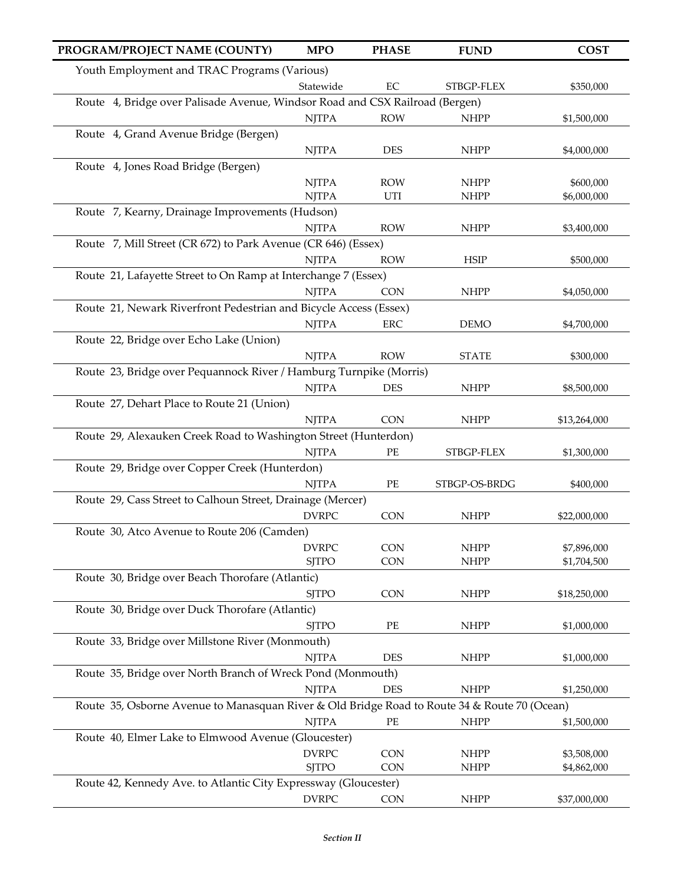| PROGRAM/PROJECT NAME (COUNTY) | MPO | PHASE | FUND | COST |
|---|---|---|---|---|
| Youth Employment and TRAC Programs (Various) | | | | |
| | Statewide | EC | STBGP-FLEX | $350,000 |
| Route 4, Bridge over Palisade Avenue, Windsor Road and CSX Railroad (Bergen) | | | | |
| | NJTPA | ROW | NHPP | $1,500,000 |
| Route 4, Grand Avenue Bridge (Bergen) | | | | |
| | NJTPA | DES | NHPP | $4,000,000 |
| Route 4, Jones Road Bridge (Bergen) | | | | |
| | NJTPA | ROW | NHPP | $600,000 |
| | NJTPA | UTI | NHPP | $6,000,000 |
| Route 7, Kearny, Drainage Improvements (Hudson) | | | | |
| | NJTPA | ROW | NHPP | $3,400,000 |
| Route 7, Mill Street (CR 672) to Park Avenue (CR 646) (Essex) | | | | |
| | NJTPA | ROW | HSIP | $500,000 |
| Route 21, Lafayette Street to On Ramp at Interchange 7 (Essex) | | | | |
| | NJTPA | CON | NHPP | $4,050,000 |
| Route 21, Newark Riverfront Pedestrian and Bicycle Access (Essex) | | | | |
| | NJTPA | ERC | DEMO | $4,700,000 |
| Route 22, Bridge over Echo Lake (Union) | | | | |
| | NJTPA | ROW | STATE | $300,000 |
| Route 23, Bridge over Pequannock River / Hamburg Turnpike (Morris) | | | | |
| | NJTPA | DES | NHPP | $8,500,000 |
| Route 27, Dehart Place to Route 21 (Union) | | | | |
| | NJTPA | CON | NHPP | $13,264,000 |
| Route 29, Alexauken Creek Road to Washington Street (Hunterdon) | | | | |
| | NJTPA | PE | STBGP-FLEX | $1,300,000 |
| Route 29, Bridge over Copper Creek (Hunterdon) | | | | |
| | NJTPA | PE | STBGP-OS-BRDG | $400,000 |
| Route 29, Cass Street to Calhoun Street, Drainage (Mercer) | | | | |
| | DVRPC | CON | NHPP | $22,000,000 |
| Route 30, Atco Avenue to Route 206 (Camden) | | | | |
| | DVRPC | CON | NHPP | $7,896,000 |
| | SJTPO | CON | NHPP | $1,704,500 |
| Route 30, Bridge over Beach Thorofare (Atlantic) | | | | |
| | SJTPO | CON | NHPP | $18,250,000 |
| Route 30, Bridge over Duck Thorofare (Atlantic) | | | | |
| | SJTPO | PE | NHPP | $1,000,000 |
| Route 33, Bridge over Millstone River (Monmouth) | | | | |
| | NJTPA | DES | NHPP | $1,000,000 |
| Route 35, Bridge over North Branch of Wreck Pond (Monmouth) | | | | |
| | NJTPA | DES | NHPP | $1,250,000 |
| Route 35, Osborne Avenue to Manasquan River & Old Bridge Road to Route 34 & Route 70 (Ocean) | | | | |
| | NJTPA | PE | NHPP | $1,500,000 |
| Route 40, Elmer Lake to Elmwood Avenue (Gloucester) | | | | |
| | DVRPC | CON | NHPP | $3,508,000 |
| | SJTPO | CON | NHPP | $4,862,000 |
| Route 42, Kennedy Ave. to Atlantic City Expressway (Gloucester) | | | | |
| | DVRPC | CON | NHPP | $37,000,000 |

*Section II*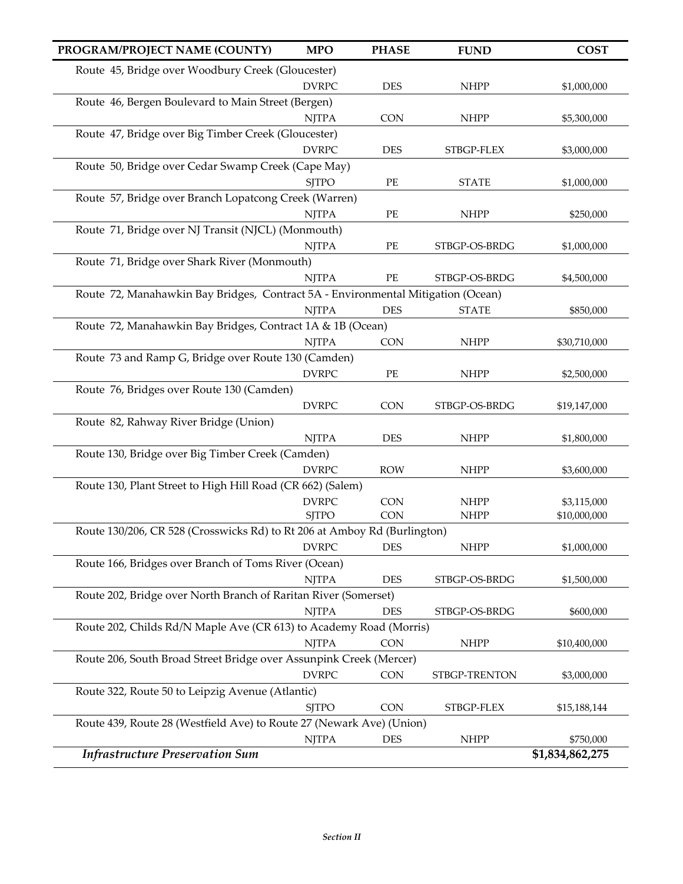| PROGRAM/PROJECT NAME (COUNTY) | MPO | PHASE | FUND | COST |
|---|---|---|---|---|
| Route 45, Bridge over Woodbury Creek (Gloucester) | | | | |
| | DVRPC | DES | NHPP | $1,000,000 |
| Route 46, Bergen Boulevard to Main Street (Bergen) | | | | |
| | NJTPA | CON | NHPP | $5,300,000 |
| Route 47, Bridge over Big Timber Creek (Gloucester) | | | | |
| | DVRPC | DES | STBGP-FLEX | $3,000,000 |
| Route 50, Bridge over Cedar Swamp Creek (Cape May) | | | | |
| | SJTPO | PE | STATE | $1,000,000 |
| Route 57, Bridge over Branch Lopatcong Creek (Warren) | | | | |
| | NJTPA | PE | NHPP | $250,000 |
| Route 71, Bridge over NJ Transit (NJCL) (Monmouth) | | | | |
| | NJTPA | PE | STBGP-OS-BRDG | $1,000,000 |
| Route 71, Bridge over Shark River (Monmouth) | | | | |
| | NJTPA | PE | STBGP-OS-BRDG | $4,500,000 |
| Route 72, Manahawkin Bay Bridges, Contract 5A - Environmental Mitigation (Ocean) | | | | |
| | NJTPA | DES | STATE | $850,000 |
| Route 72, Manahawkin Bay Bridges, Contract 1A & 1B (Ocean) | | | | |
| | NJTPA | CON | NHPP | $30,710,000 |
| Route 73 and Ramp G, Bridge over Route 130 (Camden) | | | | |
| | DVRPC | PE | NHPP | $2,500,000 |
| Route 76, Bridges over Route 130 (Camden) | | | | |
| | DVRPC | CON | STBGP-OS-BRDG | $19,147,000 |
| Route 82, Rahway River Bridge (Union) | | | | |
| | NJTPA | DES | NHPP | $1,800,000 |
| Route 130, Bridge over Big Timber Creek (Camden) | | | | |
| | DVRPC | ROW | NHPP | $3,600,000 |
| Route 130, Plant Street to High Hill Road (CR 662) (Salem) | | | | |
| | DVRPC | CON | NHPP | $3,115,000 |
| | SJTPO | CON | NHPP | $10,000,000 |
| Route 130/206, CR 528 (Crosswicks Rd) to Rt 206 at Amboy Rd (Burlington) | | | | |
| | DVRPC | DES | NHPP | $1,000,000 |
| Route 166, Bridges over Branch of Toms River (Ocean) | | | | |
| | NJTPA | DES | STBGP-OS-BRDG | $1,500,000 |
| Route 202, Bridge over North Branch of Raritan River (Somerset) | | | | |
| | NJTPA | DES | STBGP-OS-BRDG | $600,000 |
| Route 202, Childs Rd/N Maple Ave (CR 613) to Academy Road (Morris) | | | | |
| | NJTPA | CON | NHPP | $10,400,000 |
| Route 206, South Broad Street Bridge over Assunpink Creek (Mercer) | | | | |
| | DVRPC | CON | STBGP-TRENTON | $3,000,000 |
| Route 322, Route 50 to Leipzig Avenue (Atlantic) | | | | |
| | SJTPO | CON | STBGP-FLEX | $15,188,144 |
| Route 439, Route 28 (Westfield Ave) to Route 27 (Newark Ave) (Union) | | | | |
| | NJTPA | DES | NHPP | $750,000 |
| ***Infrastructure Preservation Sum*** | | | | **$1,834,862,275** |